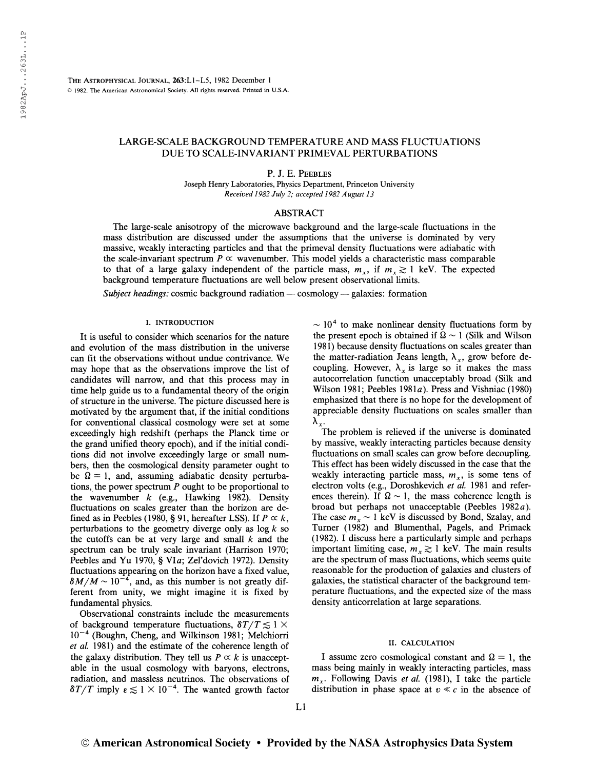# LARGE-SCALE BACKGROUND TEMPERATURE AND MASS FLUCTUATIONS DUE TO SCALE-INVARIANT PRIMEVAL PERTURBATIONS

P. J. E. PEEBLES

Joseph Henry Laboratories, Physics Department, Princeton University

*Received 1982 July 2; accepted 1982 August 13*

## ABSTRACT

The large-scale anisotropy of the microwave background and the large-scale fluctuations in the mass distribution are discussed under the assumptions that the universe is dominated by very massive, weakly interacting particles and that the primeval density fluctuations were adiabatic with the scale-invariant spectrum $P \propto$ wavenumber. This model yields a characteristic mass comparable to that of a large galaxy independent of the particle mass, $m_x$, if $m_x \gtrsim 1$ keV. The expected background temperature fluctuations are well below present observational limits.

*Subject headings:* cosmic background radiation — cosmology — galaxies: formation

## I. INTRODUCTION

It is useful to consider which scenarios for the nature and evolution of the mass distribution in the universe can fit the observations without undue contrivance. We may hope that as the observations improve the list of candidates will narrow, and that this process may in time help guide us to a fundamental theory of the origin of structure in the universe. The picture discussed here is motivated by the argument that, if the initial conditions for conventional classical cosmology were set at some exceedingly high redshift (perhaps the Planck time or the grand unified theory epoch), and if the initial conditions did not involve exceedingly large or small numbers, then the cosmological density parameter ought to be $\Omega = 1$, and, assuming adiabatic density perturbations, the power spectrum $P$ ought to be proportional to the wavenumber $k$ (e.g., Hawking 1982). Density fluctuations on scales greater than the horizon are defined as in Peebles (1980, § 91, hereafter LSS). If $P \propto k$, perturbations to the geometry diverge only as $\log k$ so the cutoffs can be at very large and small $k$ and the spectrum can be truly scale invariant (Harrison 1970; Peebles and Yu 1970, § VI*a*; Zel'dovich 1972). Density fluctuations appearing on the horizon have a fixed value, $\delta M/M \sim 10^{-4}$, and, as this number is not greatly different from unity, we might imagine it is fixed by fundamental physics.

Observational constraints include the measurements of background temperature fluctuations, $\delta T/T \lesssim 1 \times 10^{-4}$ (Boughn, Cheng, and Wilkinson 1981; Melchiorri *et al.* 1981) and the estimate of the coherence length of the galaxy distribution. They tell us $P \propto k$ is unacceptable in the usual cosmology with baryons, electrons, radiation, and massless neutrinos. The observations of $\delta T/T$ imply $\varepsilon \lesssim 1 \times 10^{-4}$. The wanted growth factor $\sim 10^4$ to make nonlinear density fluctuations form by the present epoch is obtained if $\Omega \sim 1$ (Silk and Wilson 1981) because density fluctuations on scales greater than the matter-radiation Jeans length, $\lambda_x$, grow before decoupling. However, $\lambda_x$ is large so it makes the mass autocorrelation function unacceptably broad (Silk and Wilson 1981; Peebles 1981*a*). Press and Vishniac (1980) emphasized that there is no hope for the development of appreciable density fluctuations on scales smaller than $\lambda_x$.

The problem is relieved if the universe is dominated by massive, weakly interacting particles because density fluctuations on small scales can grow before decoupling. This effect has been widely discussed in the case that the weakly interacting particle mass, $m_x$, is some tens of electron volts (e.g., Doroshkevich *et al.* 1981 and references therein). If $\Omega \sim 1$, the mass coherence length is broad but perhaps not unacceptable (Peebles 1982*a*). The case $m_x \sim 1$ keV is discussed by Bond, Szalay, and Turner (1982) and Blumenthal, Pagels, and Primack (1982). I discuss here a particularly simple and perhaps important limiting case, $m_x \gtrsim 1$ keV. The main results are the spectrum of mass fluctuations, which seems quite reasonable for the production of galaxies and clusters of galaxies, the statistical character of the background temperature fluctuations, and the expected size of the mass density anticorrelation at large separations.

## II. CALCULATION

I assume zero cosmological constant and $\Omega = 1$, the mass being mainly in weakly interacting particles, mass $m_x$. Following Davis *et al.* (1981), I take the particle distribution in phase space at $v \ll c$ in the absence of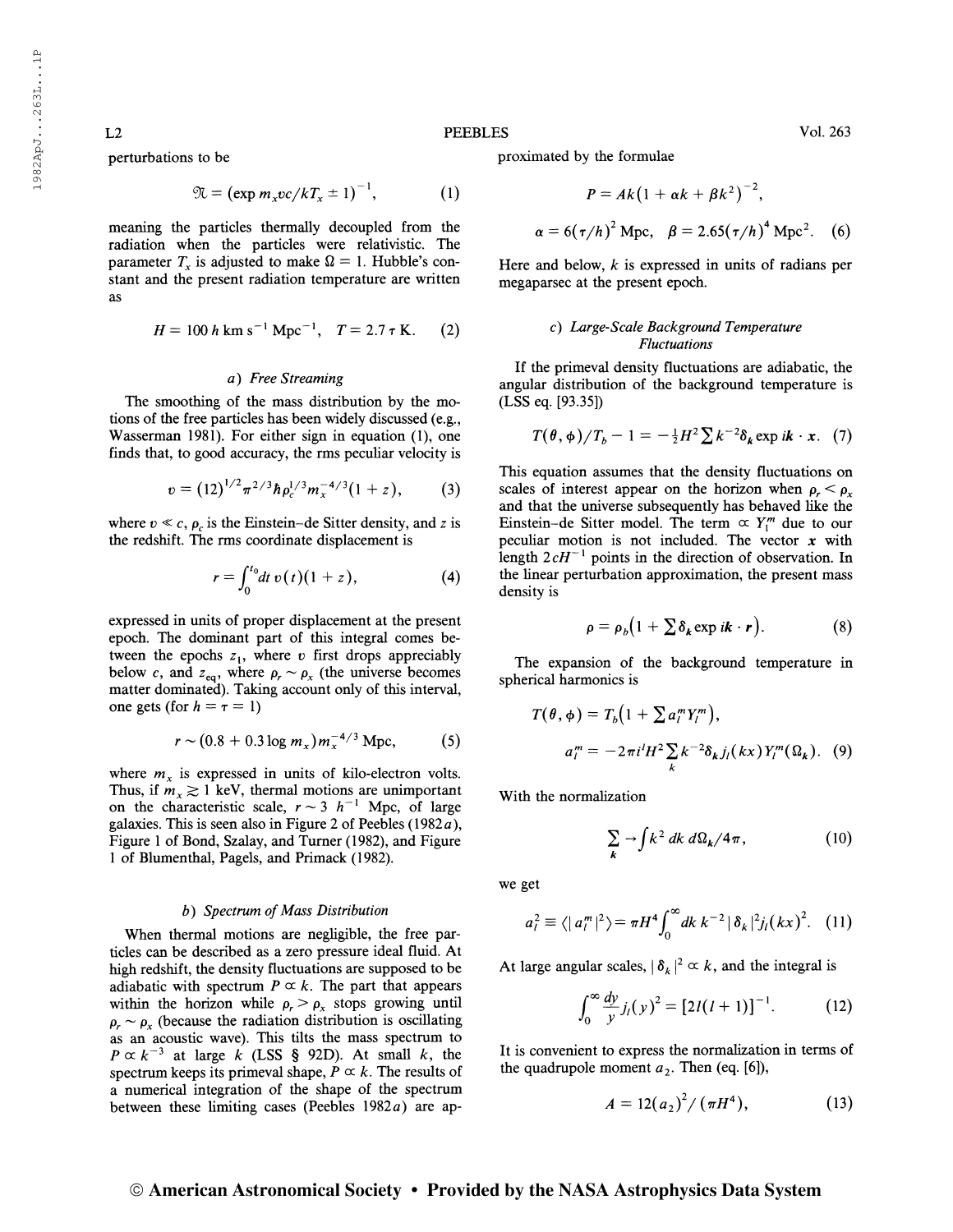perturbations to be

$$\mathfrak{N} = (\exp m_x vc/kT_x \pm 1)^{-1}, \tag{1}$$

meaning the particles thermally decoupled from the radiation when the particles were relativistic. The parameter $T_x$ is adjusted to make $\Omega = 1$. Hubble's constant and the present radiation temperature are written as

$$H = 100\, h \text{ km s}^{-1} \text{ Mpc}^{-1}, \quad T = 2.7\, \tau \text{ K}. \tag{2}$$

### a) *Free Streaming*

The smoothing of the mass distribution by the motions of the free particles has been widely discussed (e.g., Wasserman 1981). For either sign in equation (1), one finds that, to good accuracy, the rms peculiar velocity is

$$v = (12)^{1/2} \pi^{2/3} \hbar \rho_c^{1/3} m_x^{-4/3} (1+z), \tag{3}$$

where $v \ll c$, $\rho_c$ is the Einstein–de Sitter density, and $z$ is the redshift. The rms coordinate displacement is

$$r = \int_0^{t_0} dt\, v(t)(1+z), \tag{4}$$

expressed in units of proper displacement at the present epoch. The dominant part of this integral comes between the epochs $z_1$, where $v$ first drops appreciably below $c$, and $z_{\text{eq}}$, where $\rho_r \sim \rho_x$ (the universe becomes matter dominated). Taking account only of this interval, one gets (for $h = \tau = 1$)

$$r \sim (0.8 + 0.3 \log m_x) m_x^{-4/3} \text{ Mpc}, \tag{5}$$

where $m_x$ is expressed in units of kilo-electron volts. Thus, if $m_x \gtrsim 1$ keV, thermal motions are unimportant on the characteristic scale, $r \sim 3\, h^{-1}$ Mpc, of large galaxies. This is seen also in Figure 2 of Peebles (1982*a*), Figure 1 of Bond, Szalay, and Turner (1982), and Figure 1 of Blumenthal, Pagels, and Primack (1982).

### b) *Spectrum of Mass Distribution*

When thermal motions are negligible, the free particles can be described as a zero pressure ideal fluid. At high redshift, the density fluctuations are supposed to be adiabatic with spectrum $P \propto k$. The part that appears within the horizon while $\rho_r > \rho_x$ stops growing until $\rho_r \sim \rho_x$ (because the radiation distribution is oscillating as an acoustic wave). This tilts the mass spectrum to $P \propto k^{-3}$ at large $k$ (LSS § 92D). At small $k$, the spectrum keeps its primeval shape, $P \propto k$. The results of a numerical integration of the shape of the spectrum between these limiting cases (Peebles 1982*a*) are approximated by the formulae

$$P = Ak(1 + \alpha k + \beta k^2)^{-2},$$

$$\alpha = 6(\tau/h)^2 \text{ Mpc}, \quad \beta = 2.65(\tau/h)^4 \text{ Mpc}^2. \tag{6}$$

Here and below, $k$ is expressed in units of radians per megaparsec at the present epoch.

### c) *Large-Scale Background Temperature Fluctuations*

If the primeval density fluctuations are adiabatic, the angular distribution of the background temperature is (LSS eq. [93.35])

$$T(\theta, \phi)/T_b - 1 = -\tfrac{1}{2} H^2 \sum k^{-2} \delta_{\boldsymbol{k}} \exp i\boldsymbol{k} \cdot \boldsymbol{x}. \tag{7}$$

This equation assumes that the density fluctuations on scales of interest appear on the horizon when $\rho_r < \rho_x$ and that the universe subsequently has behaved like the Einstein–de Sitter model. The term $\propto Y_1^m$ due to our peculiar motion is not included. The vector $\boldsymbol{x}$ with length $2cH^{-1}$ points in the direction of observation. In the linear perturbation approximation, the present mass density is

$$\rho = \rho_b (1 + \sum \delta_{\boldsymbol{k}} \exp i\boldsymbol{k} \cdot \boldsymbol{r}). \tag{8}$$

The expansion of the background temperature in spherical harmonics is

$$T(\theta, \phi) = T_b (1 + \sum a_l^m Y_l^m),$$

$$a_l^m = -2\pi i^l H^2 \sum_k k^{-2} \delta_{\boldsymbol{k}} j_l(kx) Y_l^m(\Omega_k). \tag{9}$$

With the normalization

$$\sum_k \to \int k^2\, dk\, d\Omega_k / 4\pi, \tag{10}$$

we get

$$a_l^2 \equiv \langle |a_l^m|^2 \rangle = \pi H^4 \int_0^\infty dk\, k^{-2} |\delta_k|^2 j_l(kx)^2. \tag{11}$$

At large angular scales, $|\delta_k|^2 \propto k$, and the integral is

$$\int_0^\infty \frac{dy}{y} j_l(y)^2 = [2l(l+1)]^{-1}. \tag{12}$$

It is convenient to express the normalization in terms of the quadrupole moment $a_2$. Then (eq. [6]),

$$A = 12(a_2)^2 / (\pi H^4), \tag{13}$$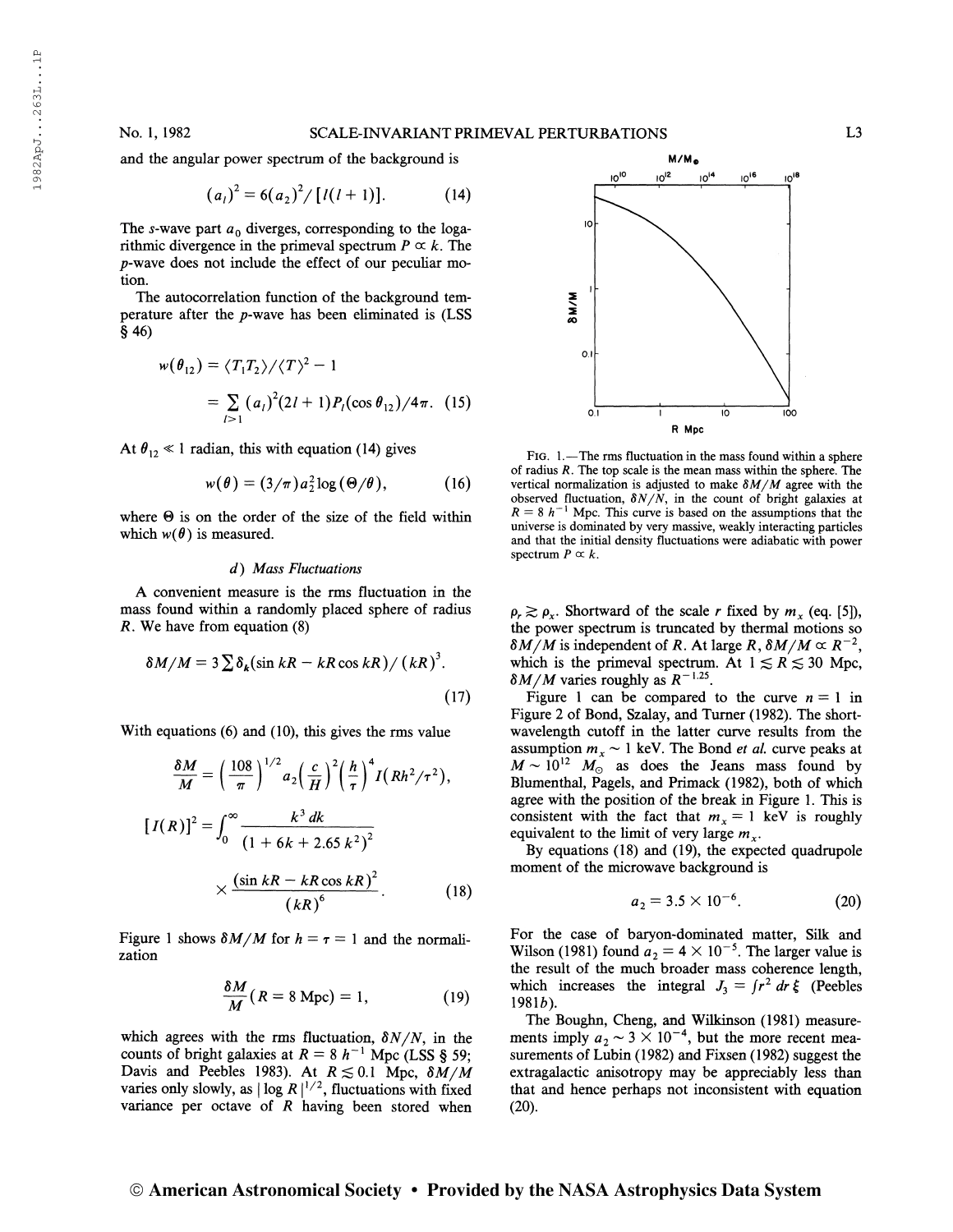and the angular power spectrum of the background is

$$(a_l)^2 = 6(a_2)^2/[l(l+1)]. \tag{14}$$

The $s$-wave part $a_0$ diverges, corresponding to the logarithmic divergence in the primeval spectrum $P \propto k$. The $p$-wave does not include the effect of our peculiar motion.

The autocorrelation function of the background temperature after the $p$-wave has been eliminated is (LSS § 46)

$$w(\theta_{12}) = \langle T_1 T_2 \rangle / \langle T \rangle^2 - 1$$

$$= \sum_{l>1} (a_l)^2 (2l+1) P_l(\cos\theta_{12})/4\pi. \tag{15}$$

At $\theta_{12} \ll 1$ radian, this with equation (14) gives

$$w(\theta) = (3/\pi) a_2^2 \log(\Theta/\theta), \tag{16}$$

where $\Theta$ is on the order of the size of the field within which $w(\theta)$ is measured.

### d) *Mass Fluctuations*

A convenient measure is the rms fluctuation in the mass found within a randomly placed sphere of radius $R$. We have from equation (8)

$$\delta M/M = 3 \sum \delta_k (\sin kR - kR \cos kR)/(kR)^3. \tag{17}$$

With equations (6) and (10), this gives the rms value

$$\frac{\delta M}{M} = \left(\frac{108}{\pi}\right)^{1/2} a_2 \left(\frac{c}{H}\right)^2 \left(\frac{h}{\tau}\right)^4 I(Rh^2/\tau^2),$$

$$[I(R)]^2 = \int_0^\infty \frac{k^3\, dk}{(1 + 6k + 2.65\, k^2)^2} \times \frac{(\sin kR - kR\cos kR)^2}{(kR)^6}. \tag{18}$$

Figure 1 shows $\delta M/M$ for $h = \tau = 1$ and the normalization

$$\frac{\delta M}{M}(R = 8 \text{ Mpc}) = 1, \tag{19}$$

which agrees with the rms fluctuation, $\delta N/N$, in the counts of bright galaxies at $R = 8\, h^{-1}$ Mpc (LSS § 59; Davis and Peebles 1983). At $R \lesssim 0.1$ Mpc, $\delta M/M$ varies only slowly, as $|\log R|^{1/2}$, fluctuations with fixed variance per octave of $R$ having been stored when $\rho_r \gtrsim \rho_x$. Shortward of the scale $r$ fixed by $m_x$ (eq. [5]), the power spectrum is truncated by thermal motions so $\delta M/M$ is independent of $R$. At large $R$, $\delta M/M \propto R^{-2}$, which is the primeval spectrum. At $1 \lesssim R \lesssim 30$ Mpc, $\delta M/M$ varies roughly as $R^{-1.25}$.

FIG. 1.—The rms fluctuation in the mass found within a sphere of radius $R$. The top scale is the mean mass within the sphere. The vertical normalization is adjusted to make $\delta M/M$ agree with the observed fluctuation, $\delta N/N$, in the count of bright galaxies at $R = 8\, h^{-1}$ Mpc. This curve is based on the assumptions that the universe is dominated by very massive, weakly interacting particles and that the initial density fluctuations were adiabatic with power spectrum $P \propto k$.

Figure 1 can be compared to the curve $n = 1$ in Figure 2 of Bond, Szalay, and Turner (1982). The short-wavelength cutoff in the latter curve results from the assumption $m_x \sim 1$ keV. The Bond *et al.* curve peaks at $M \sim 10^{12}\, M_\odot$ as does the Jeans mass found by Blumenthal, Pagels, and Primack (1982), both of which agree with the position of the break in Figure 1. This is consistent with the fact that $m_x = 1$ keV is roughly equivalent to the limit of very large $m_x$.

By equations (18) and (19), the expected quadrupole moment of the microwave background is

$$a_2 = 3.5 \times 10^{-6}. \tag{20}$$

For the case of baryon-dominated matter, Silk and Wilson (1981) found $a_2 = 4 \times 10^{-5}$. The larger value is the result of the much broader mass coherence length, which increases the integral $J_3 = \int r^2\, dr\, \xi$ (Peebles 1981*b*).

The Boughn, Cheng, and Wilkinson (1981) measurements imply $a_2 \sim 3 \times 10^{-4}$, but the more recent measurements of Lubin (1982) and Fixsen (1982) suggest the extragalactic anisotropy may be appreciably less than that and hence perhaps not inconsistent with equation (20).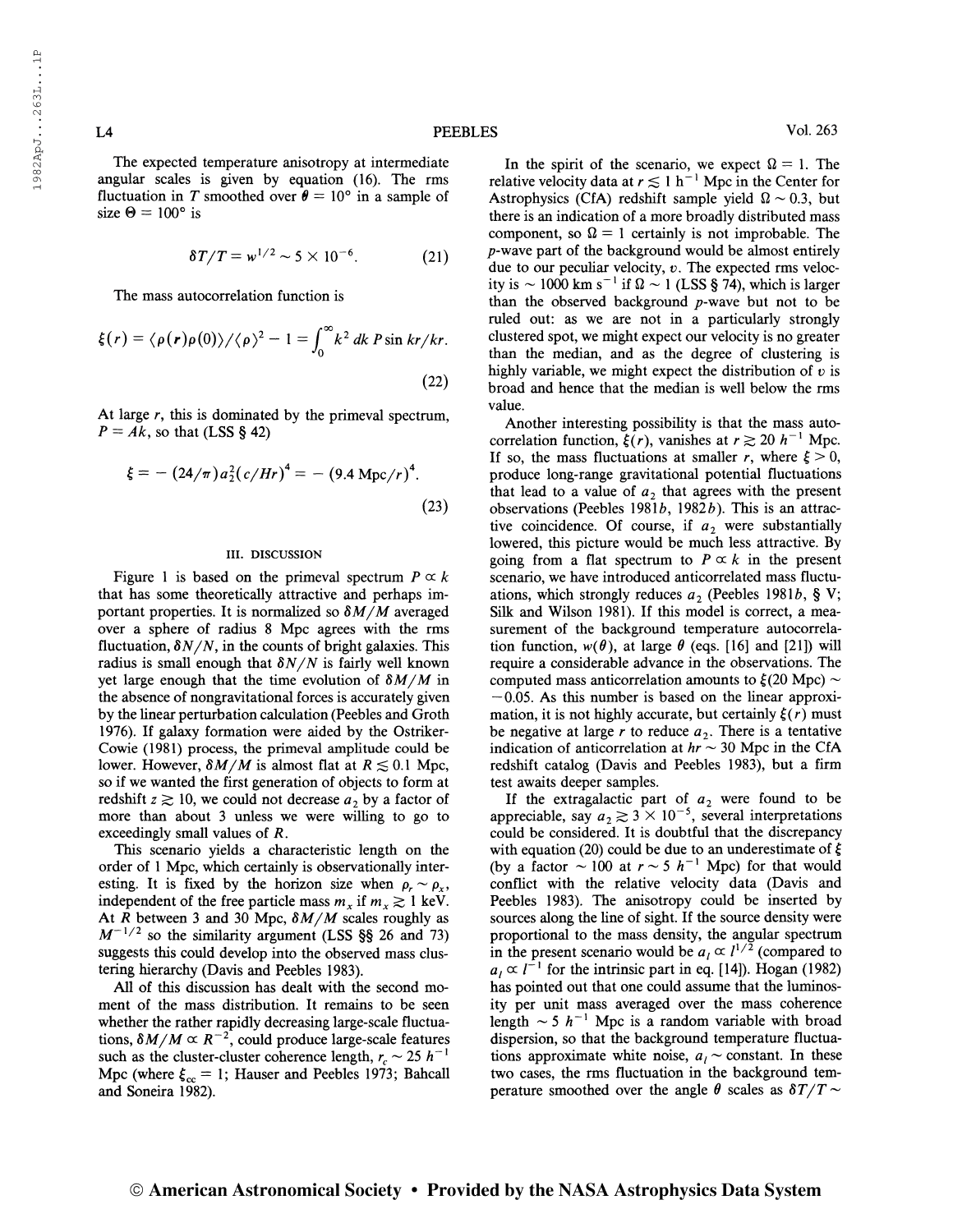The expected temperature anisotropy at intermediate angular scales is given by equation (16). The rms fluctuation in $T$ smoothed over $\theta = 10°$ in a sample of size $\Theta = 100°$ is

$$\delta T/T = w^{1/2} \sim 5 \times 10^{-6}. \tag{21}$$

The mass autocorrelation function is

$$\xi(r) = \langle \rho(\mathbf{r})\rho(0)\rangle/\langle\rho\rangle^2 - 1 = \int_0^\infty k^2\, dk\, P \sin kr/kr. \tag{22}$$

At large $r$, this is dominated by the primeval spectrum, $P = Ak$, so that (LSS § 42)

$$\xi = -(24/\pi)a_2^2(c/Hr)^4 = -(9.4\ \text{Mpc}/r)^4. \tag{23}$$

### III. DISCUSSION

Figure 1 is based on the primeval spectrum $P \propto k$ that has some theoretically attractive and perhaps important properties. It is normalized so $\delta M/M$ averaged over a sphere of radius 8 Mpc agrees with the rms fluctuation, $\delta N/N$, in the counts of bright galaxies. This radius is small enough that $\delta N/N$ is fairly well known yet large enough that the time evolution of $\delta M/M$ in the absence of nongravitational forces is accurately given by the linear perturbation calculation (Peebles and Groth 1976). If galaxy formation were aided by the Ostriker-Cowie (1981) process, the primeval amplitude could be lower. However, $\delta M/M$ is almost flat at $R \lesssim 0.1$ Mpc, so if we wanted the first generation of objects to form at redshift $z \gtrsim 10$, we could not decrease $a_2$ by a factor of more than about 3 unless we were willing to go to exceedingly small values of $R$.

This scenario yields a characteristic length on the order of 1 Mpc, which certainly is observationally interesting. It is fixed by the horizon size when $\rho_r \sim \rho_x$, independent of the free particle mass $m_x$ if $m_x \gtrsim 1$ keV. At $R$ between 3 and 30 Mpc, $\delta M/M$ scales roughly as $M^{-1/2}$ so the similarity argument (LSS §§ 26 and 73) suggests this could develop into the observed mass clustering hierarchy (Davis and Peebles 1983).

All of this discussion has dealt with the second moment of the mass distribution. It remains to be seen whether the rather rapidly decreasing large-scale fluctuations, $\delta M/M \propto R^{-2}$, could produce large-scale features such as the cluster-cluster coherence length, $r_c \sim 25\ h^{-1}$ Mpc (where $\xi_{cc} = 1$; Hauser and Peebles 1973; Bahcall and Soneira 1982).

In the spirit of the scenario, we expect $\Omega = 1$. The relative velocity data at $r \lesssim 1\ h^{-1}$ Mpc in the Center for Astrophysics (CfA) redshift sample yield $\Omega \sim 0.3$, but there is an indication of a more broadly distributed mass component, so $\Omega = 1$ certainly is not improbable. The $p$-wave part of the background would be almost entirely due to our peculiar velocity, $v$. The expected rms velocity is $\sim 1000$ km s$^{-1}$ if $\Omega \sim 1$ (LSS § 74), which is larger than the observed background $p$-wave but not to be ruled out: as we are not in a particularly strongly clustered spot, we might expect our velocity is no greater than the median, and as the degree of clustering is highly variable, we might expect the distribution of $v$ is broad and hence that the median is well below the rms value.

Another interesting possibility is that the mass autocorrelation function, $\xi(r)$, vanishes at $r \gtrsim 20\ h^{-1}$ Mpc. If so, the mass fluctuations at smaller $r$, where $\xi > 0$, produce long-range gravitational potential fluctuations that lead to a value of $a_2$ that agrees with the present observations (Peebles 1981*b*, 1982*b*). This is an attractive coincidence. Of course, if $a_2$ were substantially lowered, this picture would be much less attractive. By going from a flat spectrum to $P \propto k$ in the present scenario, we have introduced anticorrelated mass fluctuations, which strongly reduces $a_2$ (Peebles 1981*b*, § V; Silk and Wilson 1981). If this model is correct, a measurement of the background temperature autocorrelation function, $w(\theta)$, at large $\theta$ (eqs. [16] and [21]) will require a considerable advance in the observations. The computed mass anticorrelation amounts to $\xi(20\ \text{Mpc}) \sim -0.05$. As this number is based on the linear approximation, it is not highly accurate, but certainly $\xi(r)$ must be negative at large $r$ to reduce $a_2$. There is a tentative indication of anticorrelation at $hr \sim 30$ Mpc in the CfA redshift catalog (Davis and Peebles 1983), but a firm test awaits deeper samples.

If the extragalactic part of $a_2$ were found to be appreciable, say $a_2 \gtrsim 3 \times 10^{-5}$, several interpretations could be considered. It is doubtful that the discrepancy with equation (20) could be due to an underestimate of $\xi$ (by a factor $\sim 100$ at $r \sim 5\ h^{-1}$ Mpc) for that would conflict with the relative velocity data (Davis and Peebles 1983). The anisotropy could be inserted by sources along the line of sight. If the source density were proportional to the mass density, the angular spectrum in the present scenario would be $a_l \propto l^{1/2}$ (compared to $a_l \propto l^{-1}$ for the intrinsic part in eq. [14]). Hogan (1982) has pointed out that one could assume that the luminosity per unit mass averaged over the mass coherence length $\sim 5\ h^{-1}$ Mpc is a random variable with broad dispersion, so that the background temperature fluctuations approximate white noise, $a_l \sim$ constant. In these two cases, the rms fluctuation in the background temperature smoothed over the angle $\theta$ scales as $\delta T/T \sim$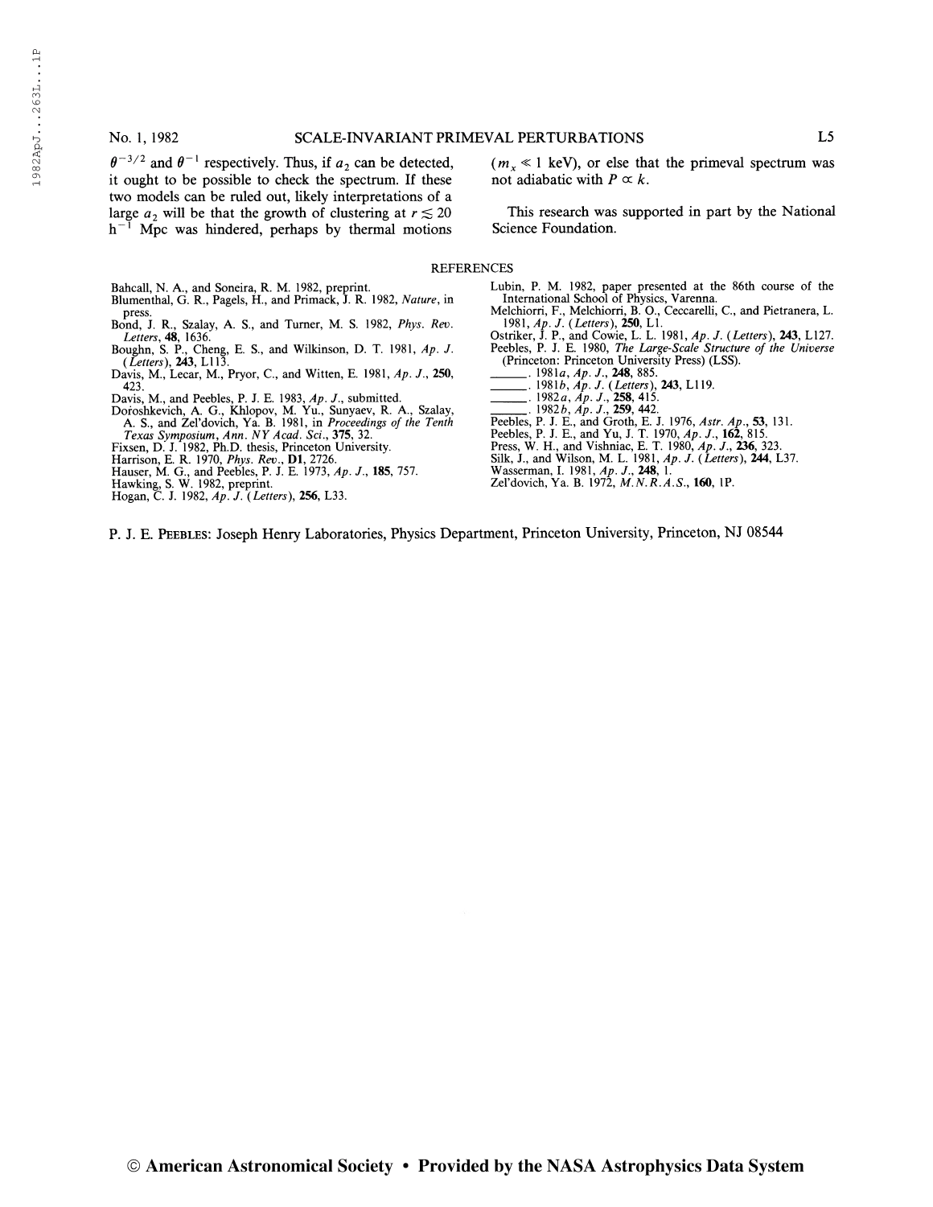$\theta^{-3/2}$ and $\theta^{-1}$ respectively. Thus, if $a_2$ can be detected, it ought to be possible to check the spectrum. If these two models can be ruled out, likely interpretations of a large $a_2$ will be that the growth of clustering at $r \lesssim 20$ $h^{-1}$ Mpc was hindered, perhaps by thermal motions ($m_x \ll 1$ keV), or else that the primeval spectrum was not adiabatic with $P \propto k$.

This research was supported in part by the National Science Foundation.

## REFERENCES

Bahcall, N. A., and Soneira, R. M. 1982, preprint.

Blumenthal, G. R., Pagels, H., and Primack, J. R. 1982, *Nature*, in press.

Bond, J. R., Szalay, A. S., and Turner, M. S. 1982, *Phys. Rev. Letters*, **48**, 1636.

Boughn, S. P., Cheng, E. S., and Wilkinson, D. T. 1981, *Ap. J. (Letters)*, **243**, L113.

Davis, M., Lecar, M., Pryor, C., and Witten, E. 1981, *Ap. J.*, **250**, 423.

Davis, M., and Peebles, P. J. E. 1983, *Ap. J.*, submitted.

Doroshkevich, A. G., Khlopov, M. Yu., Sunyaev, R. A., Szalay, A. S., and Zel'dovich, Ya. B. 1981, in *Proceedings of the Tenth Texas Symposium*, *Ann. NY Acad. Sci.*, **375**, 32.

Fixsen, D. J. 1982, Ph.D. thesis, Princeton University.

Harrison, E. R. 1970, *Phys. Rev.*, **D1**, 2726.

Hauser, M. G., and Peebles, P. J. E. 1973, *Ap. J.*, **185**, 757.

Hawking, S. W. 1982, preprint.

Hogan, C. J. 1982, *Ap. J. (Letters)*, **256**, L33.

Lubin, P. M. 1982, paper presented at the 86th course of the International School of Physics, Varenna.

Melchiorri, F., Melchiorri, B. O., Ceccarelli, C., and Pietranera, L. 1981, *Ap. J. (Letters)*, **250**, L1.

Ostriker, J. P., and Cowie, L. L. 1981, *Ap. J. (Letters)*, **243**, L127.

Peebles, P. J. E. 1980, *The Large-Scale Structure of the Universe* (Princeton: Princeton University Press) (LSS).

______. 1981*a*, *Ap. J.*, **248**, 885.

______. 1981*b*, *Ap. J. (Letters)*, **243**, L119.

______. 1982*a*, *Ap. J.*, **258**, 415.

______. 1982*b*, *Ap. J.*, **259**, 442.

Peebles, P. J. E., and Groth, E. J. 1976, *Astr. Ap.*, **53**, 131.

Peebles, P. J. E., and Yu, J. T. 1970, *Ap. J.*, **162**, 815.

Press, W. H., and Vishniac, E. T. 1980, *Ap. J.*, **236**, 323.

Silk, J., and Wilson, M. L. 1981, *Ap. J. (Letters)*, **244**, L37.

Wasserman, I. 1981, *Ap. J.*, **248**, 1.

Zel'dovich, Ya. B. 1972, *M.N.R.A.S.*, **160**, 1P.

P. J. E. Peebles: Joseph Henry Laboratories, Physics Department, Princeton University, Princeton, NJ 08544